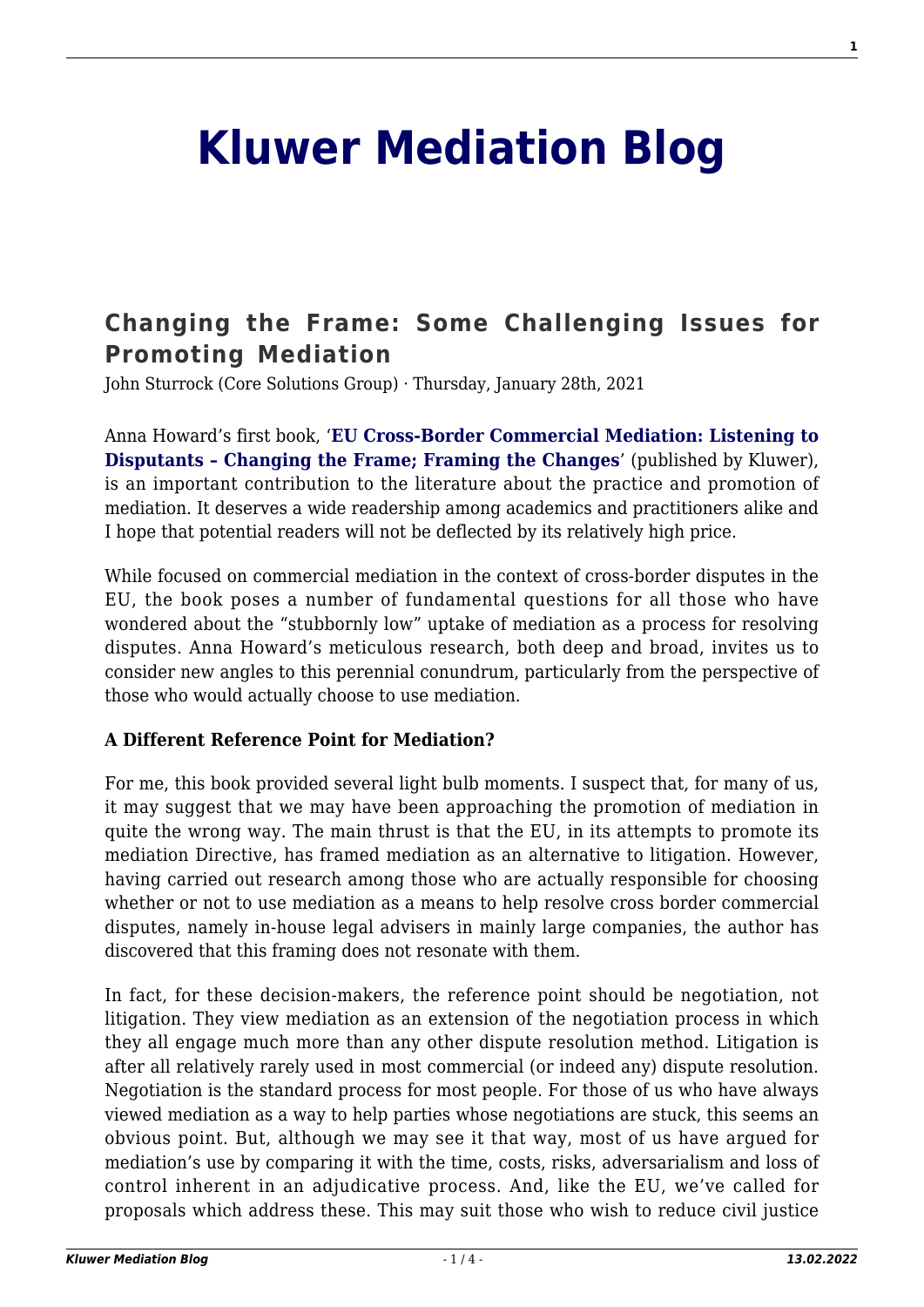# Kluwer Mediation Blog

## Changing the Frame: Some Challenging Issues for Promoting Mediation

John Sturrock (Core Solutions Group) · Thursday, January 28th, 2021

Anna Howard's first book, '**EU Cross-Border Commercial Mediation: Listening to Disputants – Changing the Frame; Framing the Changes**' (published by Kluwer), is an important contribution to the literature about the practice and promotion of mediation. It deserves a wide readership among academics and practitioners alike and I hope that potential readers will not be deflected by its relatively high price.

While focused on commercial mediation in the context of cross-border disputes in the EU, the book poses a number of fundamental questions for all those who have wondered about the "stubbornly low" uptake of mediation as a process for resolving disputes. Anna Howard's meticulous research, both deep and broad, invites us to consider new angles to this perennial conundrum, particularly from the perspective of those who would actually choose to use mediation.

**A Different Reference Point for Mediation?**

For me, this book provided several light bulb moments. I suspect that, for many of us, it may suggest that we may have been approaching the promotion of mediation in quite the wrong way. The main thrust is that the EU, in its attempts to promote its mediation Directive, has framed mediation as an alternative to litigation. However, having carried out research among those who are actually responsible for choosing whether or not to use mediation as a means to help resolve cross border commercial disputes, namely in-house legal advisers in mainly large companies, the author has discovered that this framing does not resonate with them.

In fact, for these decision-makers, the reference point should be negotiation, not litigation. They view mediation as an extension of the negotiation process in which they all engage much more than any other dispute resolution method. Litigation is after all relatively rarely used in most commercial (or indeed any) dispute resolution. Negotiation is the standard process for most people. For those of us who have always viewed mediation as a way to help parties whose negotiations are stuck, this seems an obvious point. But, although we may see it that way, most of us have argued for mediation's use by comparing it with the time, costs, risks, adversarialism and loss of control inherent in an adjudicative process. And, like the EU, we've called for proposals which address these. This may suit those who wish to reduce civil justice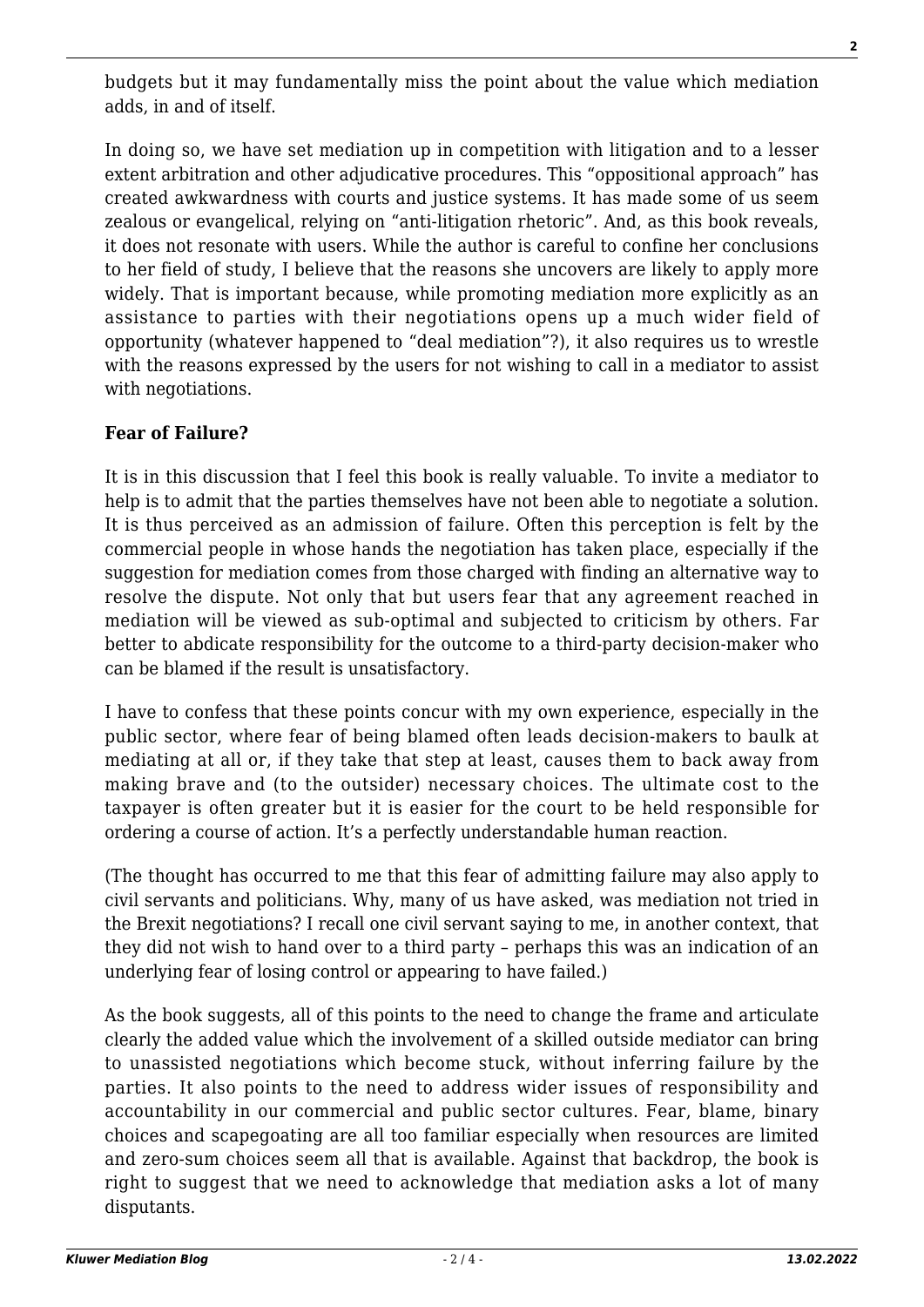budgets but it may fundamentally miss the point about the value which mediation adds, in and of itself.

In doing so, we have set mediation up in competition with litigation and to a lesser extent arbitration and other adjudicative procedures. This "oppositional approach" has created awkwardness with courts and justice systems. It has made some of us seem zealous or evangelical, relying on "anti-litigation rhetoric". And, as this book reveals, it does not resonate with users. While the author is careful to confine her conclusions to her field of study, I believe that the reasons she uncovers are likely to apply more widely. That is important because, while promoting mediation more explicitly as an assistance to parties with their negotiations opens up a much wider field of opportunity (whatever happened to "deal mediation"?), it also requires us to wrestle with the reasons expressed by the users for not wishing to call in a mediator to assist with negotiations.

**Fear of Failure?**

It is in this discussion that I feel this book is really valuable. To invite a mediator to help is to admit that the parties themselves have not been able to negotiate a solution. It is thus perceived as an admission of failure. Often this perception is felt by the commercial people in whose hands the negotiation has taken place, especially if the suggestion for mediation comes from those charged with finding an alternative way to resolve the dispute. Not only that but users fear that any agreement reached in mediation will be viewed as sub-optimal and subjected to criticism by others. Far better to abdicate responsibility for the outcome to a third-party decision-maker who can be blamed if the result is unsatisfactory.

I have to confess that these points concur with my own experience, especially in the public sector, where fear of being blamed often leads decision-makers to baulk at mediating at all or, if they take that step at least, causes them to back away from making brave and (to the outsider) necessary choices. The ultimate cost to the taxpayer is often greater but it is easier for the court to be held responsible for ordering a course of action. It's a perfectly understandable human reaction.

(The thought has occurred to me that this fear of admitting failure may also apply to civil servants and politicians. Why, many of us have asked, was mediation not tried in the Brexit negotiations? I recall one civil servant saying to me, in another context, that they did not wish to hand over to a third party – perhaps this was an indication of an underlying fear of losing control or appearing to have failed.)

As the book suggests, all of this points to the need to change the frame and articulate clearly the added value which the involvement of a skilled outside mediator can bring to unassisted negotiations which become stuck, without inferring failure by the parties. It also points to the need to address wider issues of responsibility and accountability in our commercial and public sector cultures. Fear, blame, binary choices and scapegoating are all too familiar especially when resources are limited and zero-sum choices seem all that is available. Against that backdrop, the book is right to suggest that we need to acknowledge that mediation asks a lot of many disputants.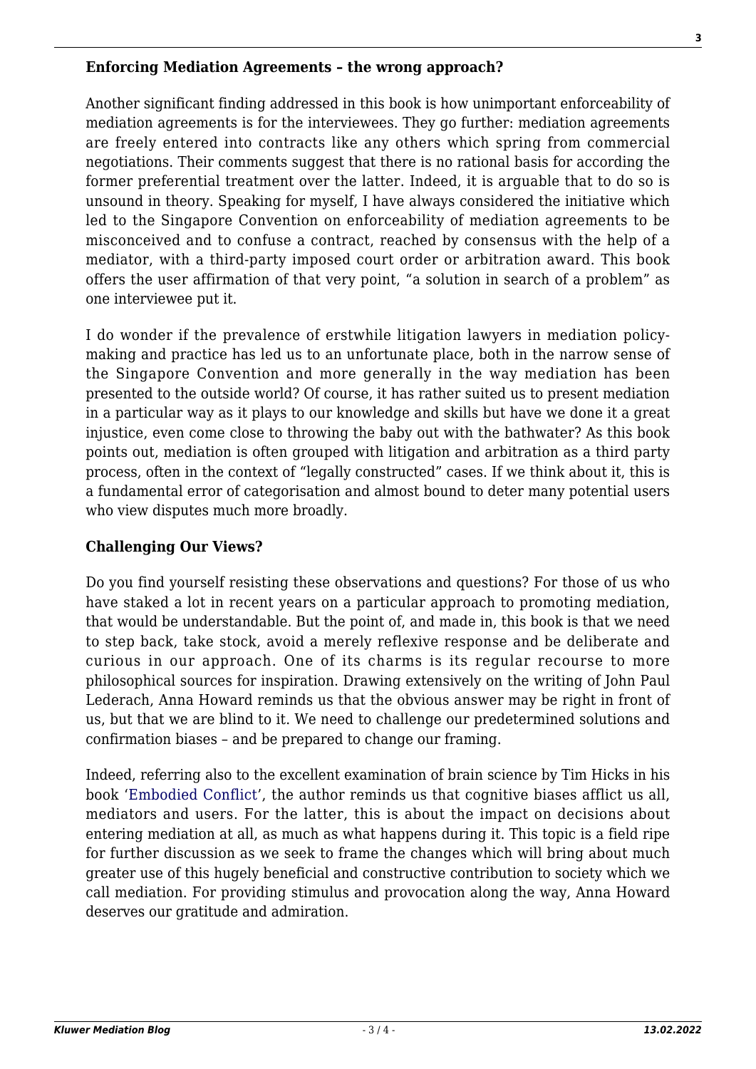### Enforcing Mediation Agreements – the wrong approach?

Another significant finding addressed in this book is how unimportant enforceability of mediation agreements is for the interviewees. They go further: mediation agreements are freely entered into contracts like any others which spring from commercial negotiations. Their comments suggest that there is no rational basis for according the former preferential treatment over the latter. Indeed, it is arguable that to do so is unsound in theory. Speaking for myself, I have always considered the initiative which led to the Singapore Convention on enforceability of mediation agreements to be misconceived and to confuse a contract, reached by consensus with the help of a mediator, with a third-party imposed court order or arbitration award. This book offers the user affirmation of that very point, "a solution in search of a problem" as one interviewee put it.

I do wonder if the prevalence of erstwhile litigation lawyers in mediation policy-making and practice has led us to an unfortunate place, both in the narrow sense of the Singapore Convention and more generally in the way mediation has been presented to the outside world? Of course, it has rather suited us to present mediation in a particular way as it plays to our knowledge and skills but have we done it a great injustice, even come close to throwing the baby out with the bathwater? As this book points out, mediation is often grouped with litigation and arbitration as a third party process, often in the context of "legally constructed" cases. If we think about it, this is a fundamental error of categorisation and almost bound to deter many potential users who view disputes much more broadly.

### Challenging Our Views?

Do you find yourself resisting these observations and questions? For those of us who have staked a lot in recent years on a particular approach to promoting mediation, that would be understandable. But the point of, and made in, this book is that we need to step back, take stock, avoid a merely reflexive response and be deliberate and curious in our approach. One of its charms is its regular recourse to more philosophical sources for inspiration. Drawing extensively on the writing of John Paul Lederach, Anna Howard reminds us that the obvious answer may be right in front of us, but that we are blind to it. We need to challenge our predetermined solutions and confirmation biases – and be prepared to change our framing.

Indeed, referring also to the excellent examination of brain science by Tim Hicks in his book 'Embodied Conflict', the author reminds us that cognitive biases afflict us all, mediators and users. For the latter, this is about the impact on decisions about entering mediation at all, as much as what happens during it. This topic is a field ripe for further discussion as we seek to frame the changes which will bring about much greater use of this hugely beneficial and constructive contribution to society which we call mediation. For providing stimulus and provocation along the way, Anna Howard deserves our gratitude and admiration.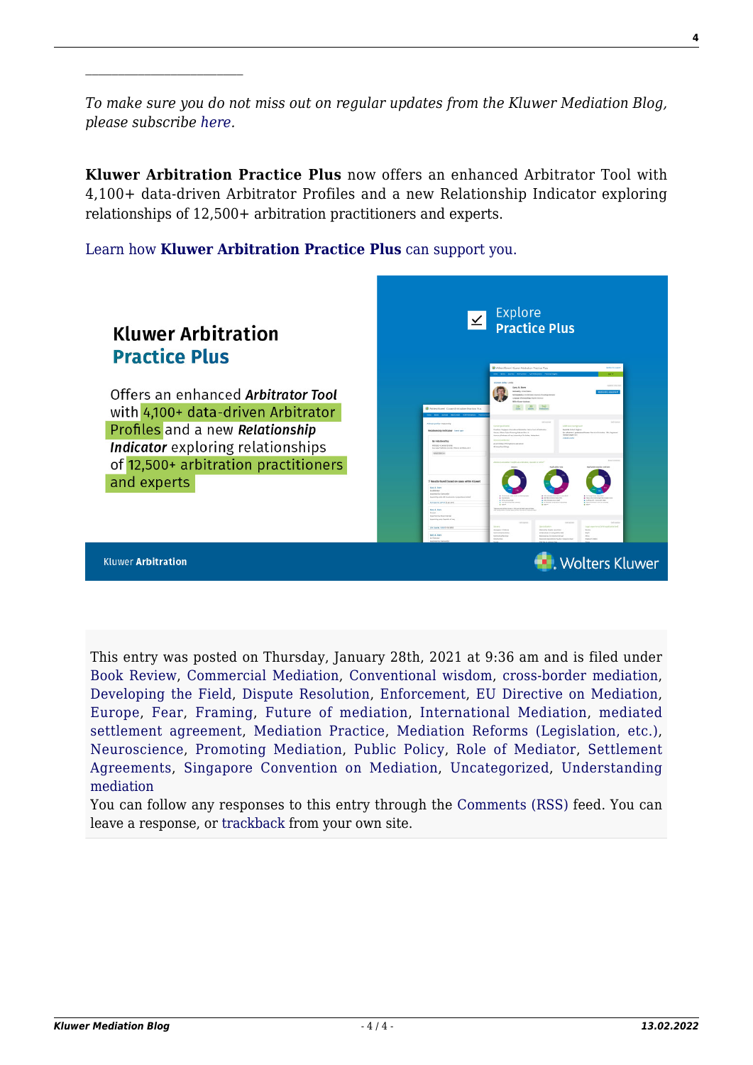---

*To make sure you do not miss out on regular updates from the Kluwer Mediation Blog, please subscribe here.*

**Kluwer Arbitration Practice Plus** now offers an enhanced Arbitrator Tool with 4,100+ data-driven Arbitrator Profiles and a new Relationship Indicator exploring relationships of 12,500+ arbitration practitioners and experts.

Learn how **Kluwer Arbitration Practice Plus** can support you.

**Kluwer Arbitration Practice Plus**

Offers an enhanced ***Arbitrator Tool*** with 4,100+ data-driven Arbitrator Profiles and a new ***Relationship Indicator*** exploring relationships of 12,500+ arbitration practitioners and experts

Explore **Practice Plus**

Kluwer **Arbitration**

Wolters Kluwer

This entry was posted on Thursday, January 28th, 2021 at 9:36 am and is filed under Book Review, Commercial Mediation, Conventional wisdom, cross-border mediation, Developing the Field, Dispute Resolution, Enforcement, EU Directive on Mediation, Europe, Fear, Framing, Future of mediation, International Mediation, mediated settlement agreement, Mediation Practice, Mediation Reforms (Legislation, etc.), Neuroscience, Promoting Mediation, Public Policy, Role of Mediator, Settlement Agreements, Singapore Convention on Mediation, Uncategorized, Understanding mediation
You can follow any responses to this entry through the Comments (RSS) feed. You can leave a response, or trackback from your own site.